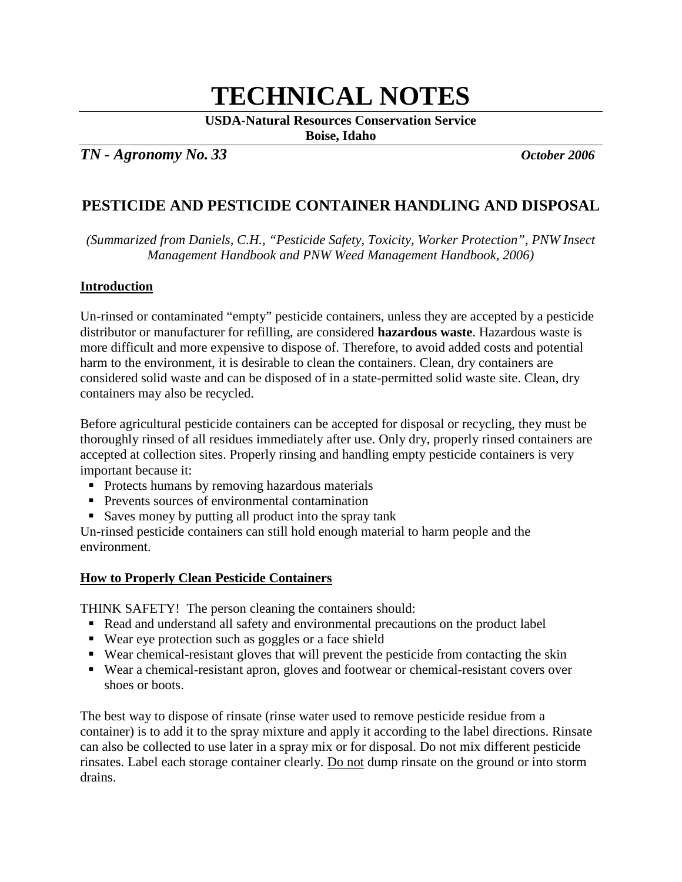# TECHNICAL NOTES

**USDA-Natural Resources Conservation Service**
**Boise, Idaho**

***TN - Agronomy No. 33*** ***October 2006***

## PESTICIDE AND PESTICIDE CONTAINER HANDLING AND DISPOSAL

*(Summarized from Daniels, C.H., "Pesticide Safety, Toxicity, Worker Protection", PNW Insect Management Handbook and PNW Weed Management Handbook, 2006)*

### Introduction

Un-rinsed or contaminated "empty" pesticide containers, unless they are accepted by a pesticide distributor or manufacturer for refilling, are considered **hazardous waste**. Hazardous waste is more difficult and more expensive to dispose of. Therefore, to avoid added costs and potential harm to the environment, it is desirable to clean the containers. Clean, dry containers are considered solid waste and can be disposed of in a state-permitted solid waste site. Clean, dry containers may also be recycled.

Before agricultural pesticide containers can be accepted for disposal or recycling, they must be thoroughly rinsed of all residues immediately after use. Only dry, properly rinsed containers are accepted at collection sites. Properly rinsing and handling empty pesticide containers is very important because it:

- Protects humans by removing hazardous materials
- Prevents sources of environmental contamination
- Saves money by putting all product into the spray tank

Un-rinsed pesticide containers can still hold enough material to harm people and the environment.

### How to Properly Clean Pesticide Containers

THINK SAFETY! The person cleaning the containers should:

- Read and understand all safety and environmental precautions on the product label
- Wear eye protection such as goggles or a face shield
- Wear chemical-resistant gloves that will prevent the pesticide from contacting the skin
- Wear a chemical-resistant apron, gloves and footwear or chemical-resistant covers over shoes or boots.

The best way to dispose of rinsate (rinse water used to remove pesticide residue from a container) is to add it to the spray mixture and apply it according to the label directions. Rinsate can also be collected to use later in a spray mix or for disposal. Do not mix different pesticide rinsates. Label each storage container clearly. Do not dump rinsate on the ground or into storm drains.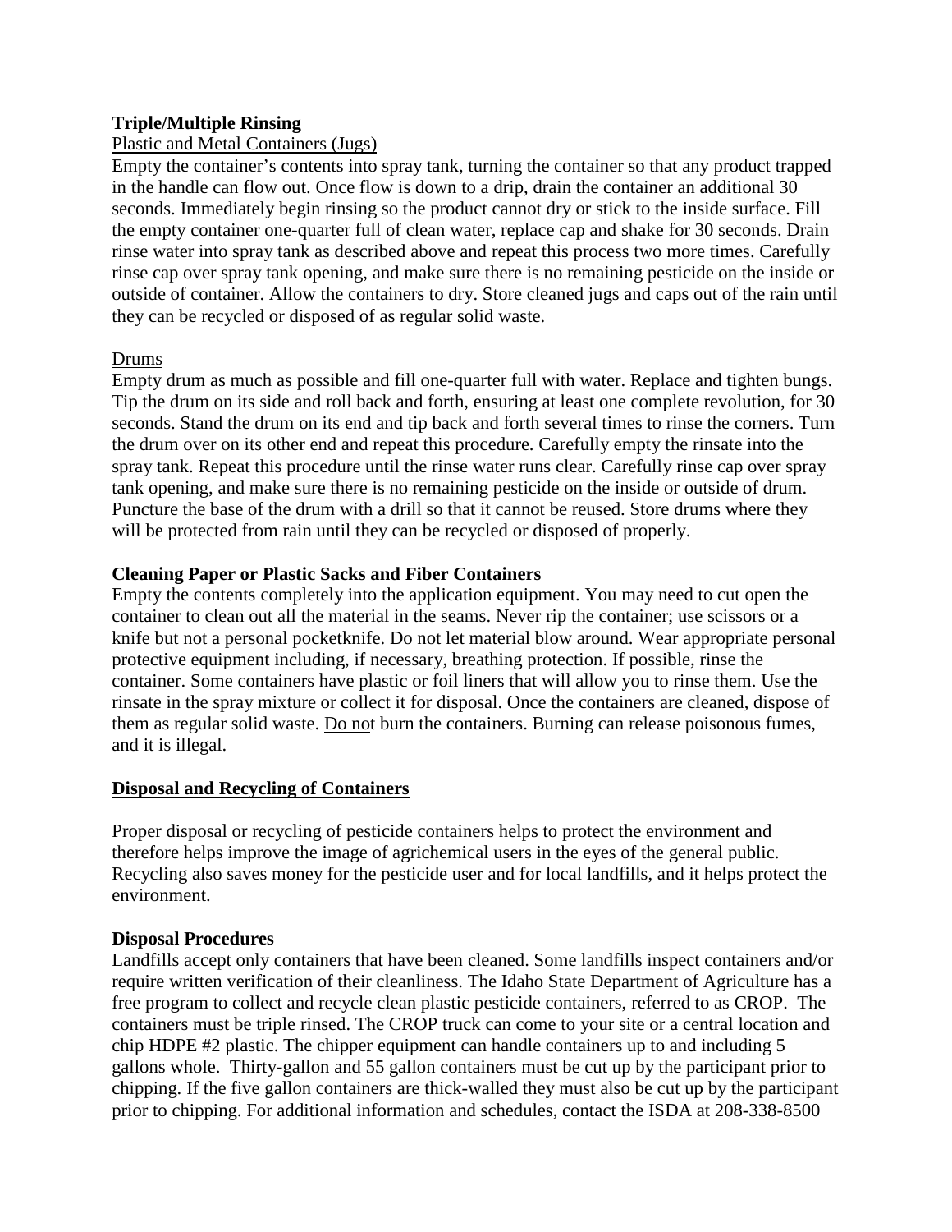**Triple/Multiple Rinsing**

Plastic and Metal Containers (Jugs)

Empty the container's contents into spray tank, turning the container so that any product trapped in the handle can flow out. Once flow is down to a drip, drain the container an additional 30 seconds. Immediately begin rinsing so the product cannot dry or stick to the inside surface. Fill the empty container one-quarter full of clean water, replace cap and shake for 30 seconds. Drain rinse water into spray tank as described above and repeat this process two more times. Carefully rinse cap over spray tank opening, and make sure there is no remaining pesticide on the inside or outside of container. Allow the containers to dry. Store cleaned jugs and caps out of the rain until they can be recycled or disposed of as regular solid waste.

Drums

Empty drum as much as possible and fill one-quarter full with water. Replace and tighten bungs. Tip the drum on its side and roll back and forth, ensuring at least one complete revolution, for 30 seconds. Stand the drum on its end and tip back and forth several times to rinse the corners. Turn the drum over on its other end and repeat this procedure. Carefully empty the rinsate into the spray tank. Repeat this procedure until the rinse water runs clear. Carefully rinse cap over spray tank opening, and make sure there is no remaining pesticide on the inside or outside of drum. Puncture the base of the drum with a drill so that it cannot be reused. Store drums where they will be protected from rain until they can be recycled or disposed of properly.

**Cleaning Paper or Plastic Sacks and Fiber Containers**

Empty the contents completely into the application equipment. You may need to cut open the container to clean out all the material in the seams. Never rip the container; use scissors or a knife but not a personal pocketknife. Do not let material blow around. Wear appropriate personal protective equipment including, if necessary, breathing protection. If possible, rinse the container. Some containers have plastic or foil liners that will allow you to rinse them. Use the rinsate in the spray mixture or collect it for disposal. Once the containers are cleaned, dispose of them as regular solid waste. Do not burn the containers. Burning can release poisonous fumes, and it is illegal.

## Disposal and Recycling of Containers

Proper disposal or recycling of pesticide containers helps to protect the environment and therefore helps improve the image of agrichemical users in the eyes of the general public. Recycling also saves money for the pesticide user and for local landfills, and it helps protect the environment.

**Disposal Procedures**

Landfills accept only containers that have been cleaned. Some landfills inspect containers and/or require written verification of their cleanliness. The Idaho State Department of Agriculture has a free program to collect and recycle clean plastic pesticide containers, referred to as CROP. The containers must be triple rinsed. The CROP truck can come to your site or a central location and chip HDPE #2 plastic. The chipper equipment can handle containers up to and including 5 gallons whole. Thirty-gallon and 55 gallon containers must be cut up by the participant prior to chipping. If the five gallon containers are thick-walled they must also be cut up by the participant prior to chipping. For additional information and schedules, contact the ISDA at 208-338-8500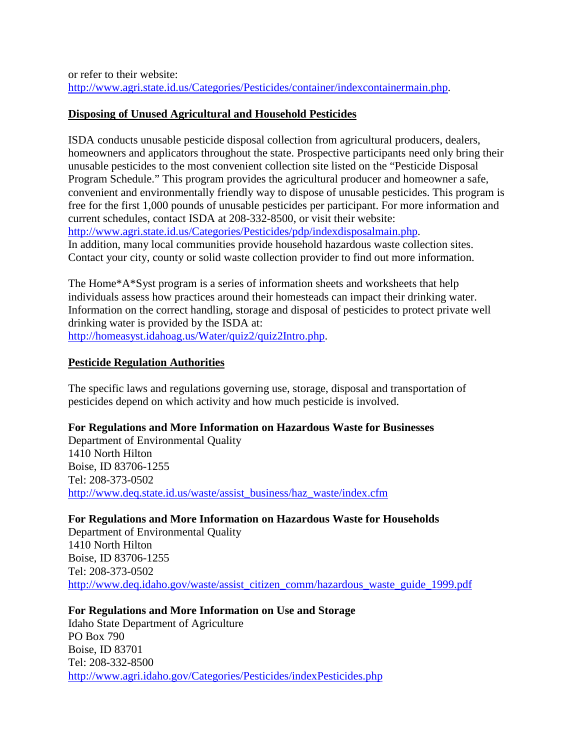or refer to their website:
http://www.agri.state.id.us/Categories/Pesticides/container/indexcontainermain.php.

## Disposing of Unused Agricultural and Household Pesticides

ISDA conducts unusable pesticide disposal collection from agricultural producers, dealers, homeowners and applicators throughout the state. Prospective participants need only bring their unusable pesticides to the most convenient collection site listed on the "Pesticide Disposal Program Schedule." This program provides the agricultural producer and homeowner a safe, convenient and environmentally friendly way to dispose of unusable pesticides. This program is free for the first 1,000 pounds of unusable pesticides per participant. For more information and current schedules, contact ISDA at 208-332-8500, or visit their website: http://www.agri.state.id.us/Categories/Pesticides/pdp/indexdisposalmain.php.
In addition, many local communities provide household hazardous waste collection sites. Contact your city, county or solid waste collection provider to find out more information.

The Home*A*Syst program is a series of information sheets and worksheets that help individuals assess how practices around their homesteads can impact their drinking water. Information on the correct handling, storage and disposal of pesticides to protect private well drinking water is provided by the ISDA at:
http://homeasyst.idahoag.us/Water/quiz2/quiz2Intro.php.

## Pesticide Regulation Authorities

The specific laws and regulations governing use, storage, disposal and transportation of pesticides depend on which activity and how much pesticide is involved.

**For Regulations and More Information on Hazardous Waste for Businesses**
Department of Environmental Quality
1410 North Hilton
Boise, ID 83706-1255
Tel: 208-373-0502
http://www.deq.state.id.us/waste/assist_business/haz_waste/index.cfm

**For Regulations and More Information on Hazardous Waste for Households**
Department of Environmental Quality
1410 North Hilton
Boise, ID 83706-1255
Tel: 208-373-0502
http://www.deq.idaho.gov/waste/assist_citizen_comm/hazardous_waste_guide_1999.pdf

**For Regulations and More Information on Use and Storage**
Idaho State Department of Agriculture
PO Box 790
Boise, ID 83701
Tel: 208-332-8500
http://www.agri.idaho.gov/Categories/Pesticides/indexPesticides.php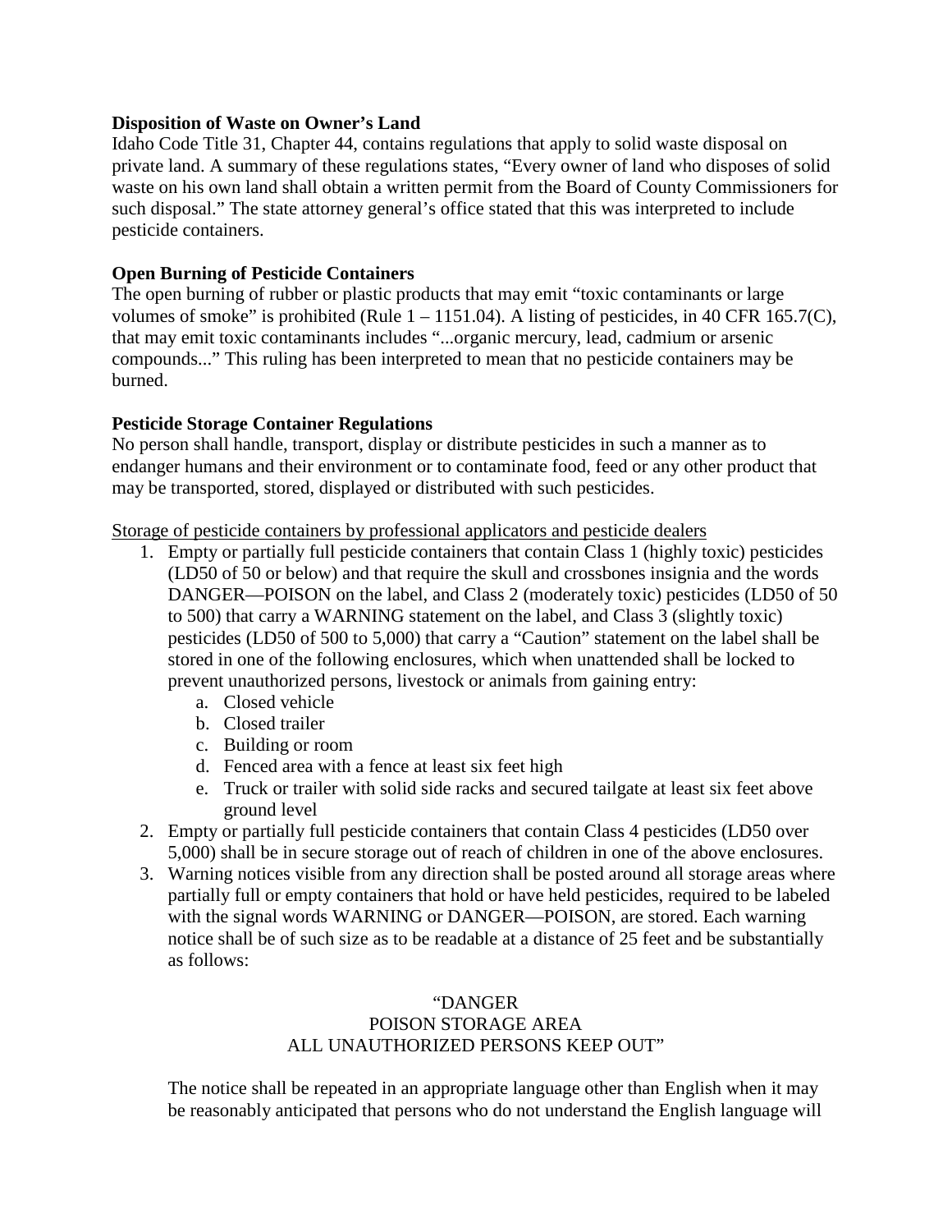**Disposition of Waste on Owner's Land**

Idaho Code Title 31, Chapter 44, contains regulations that apply to solid waste disposal on private land. A summary of these regulations states, "Every owner of land who disposes of solid waste on his own land shall obtain a written permit from the Board of County Commissioners for such disposal." The state attorney general's office stated that this was interpreted to include pesticide containers.

**Open Burning of Pesticide Containers**

The open burning of rubber or plastic products that may emit "toxic contaminants or large volumes of smoke" is prohibited (Rule 1 – 1151.04). A listing of pesticides, in 40 CFR 165.7(C), that may emit toxic contaminants includes "...organic mercury, lead, cadmium or arsenic compounds..." This ruling has been interpreted to mean that no pesticide containers may be burned.

**Pesticide Storage Container Regulations**

No person shall handle, transport, display or distribute pesticides in such a manner as to endanger humans and their environment or to contaminate food, feed or any other product that may be transported, stored, displayed or distributed with such pesticides.

<u>Storage of pesticide containers by professional applicators and pesticide dealers</u>

1. Empty or partially full pesticide containers that contain Class 1 (highly toxic) pesticides (LD50 of 50 or below) and that require the skull and crossbones insignia and the words DANGER—POISON on the label, and Class 2 (moderately toxic) pesticides (LD50 of 50 to 500) that carry a WARNING statement on the label, and Class 3 (slightly toxic) pesticides (LD50 of 500 to 5,000) that carry a "Caution" statement on the label shall be stored in one of the following enclosures, which when unattended shall be locked to prevent unauthorized persons, livestock or animals from gaining entry:
    a. Closed vehicle
    b. Closed trailer
    c. Building or room
    d. Fenced area with a fence at least six feet high
    e. Truck or trailer with solid side racks and secured tailgate at least six feet above ground level
2. Empty or partially full pesticide containers that contain Class 4 pesticides (LD50 over 5,000) shall be in secure storage out of reach of children in one of the above enclosures.
3. Warning notices visible from any direction shall be posted around all storage areas where partially full or empty containers that hold or have held pesticides, required to be labeled with the signal words WARNING or DANGER—POISON, are stored. Each warning notice shall be of such size as to be readable at a distance of 25 feet and be substantially as follows:

    "DANGER
    POISON STORAGE AREA
    ALL UNAUTHORIZED PERSONS KEEP OUT"

    The notice shall be repeated in an appropriate language other than English when it may be reasonably anticipated that persons who do not understand the English language will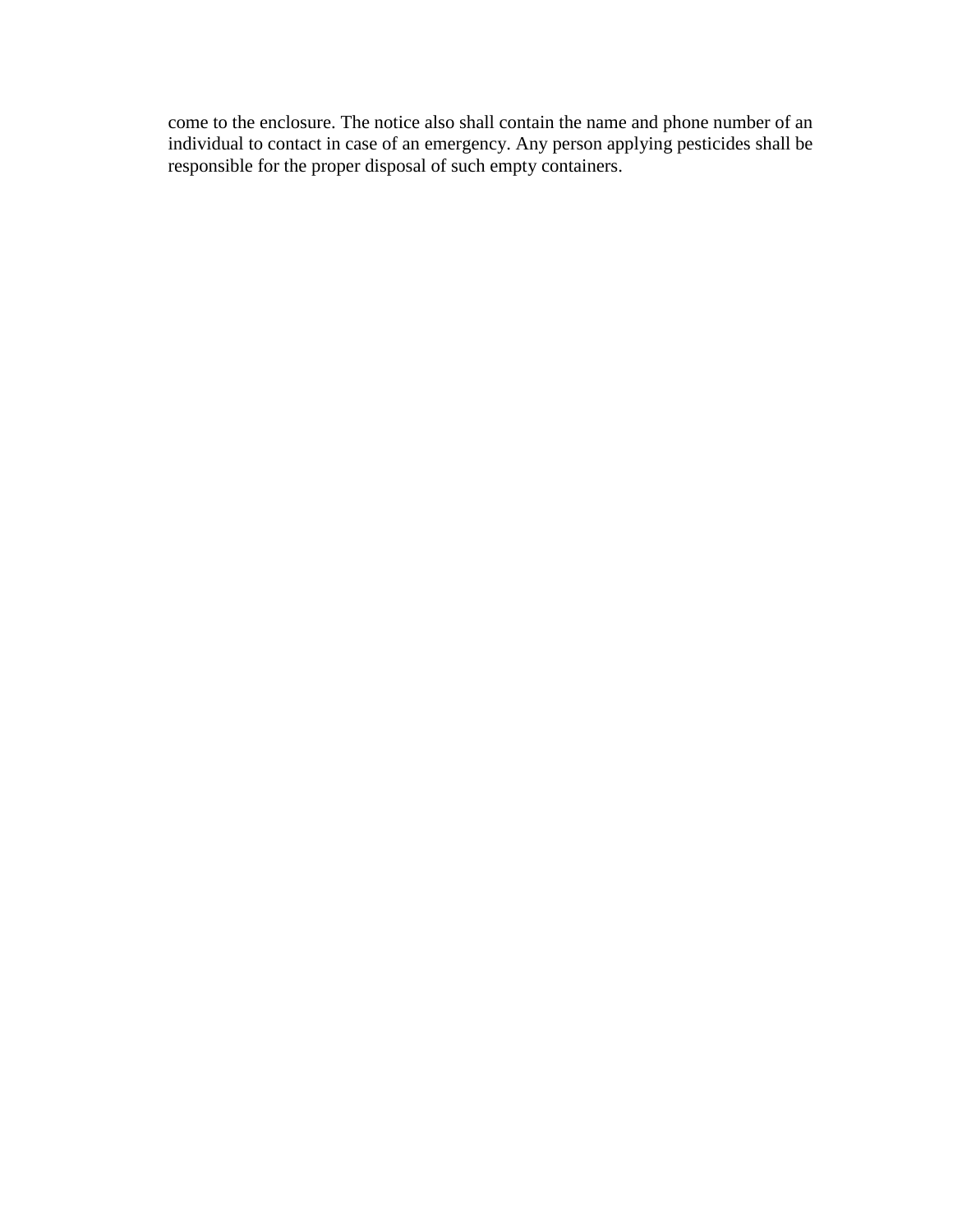come to the enclosure. The notice also shall contain the name and phone number of an individual to contact in case of an emergency. Any person applying pesticides shall be responsible for the proper disposal of such empty containers.